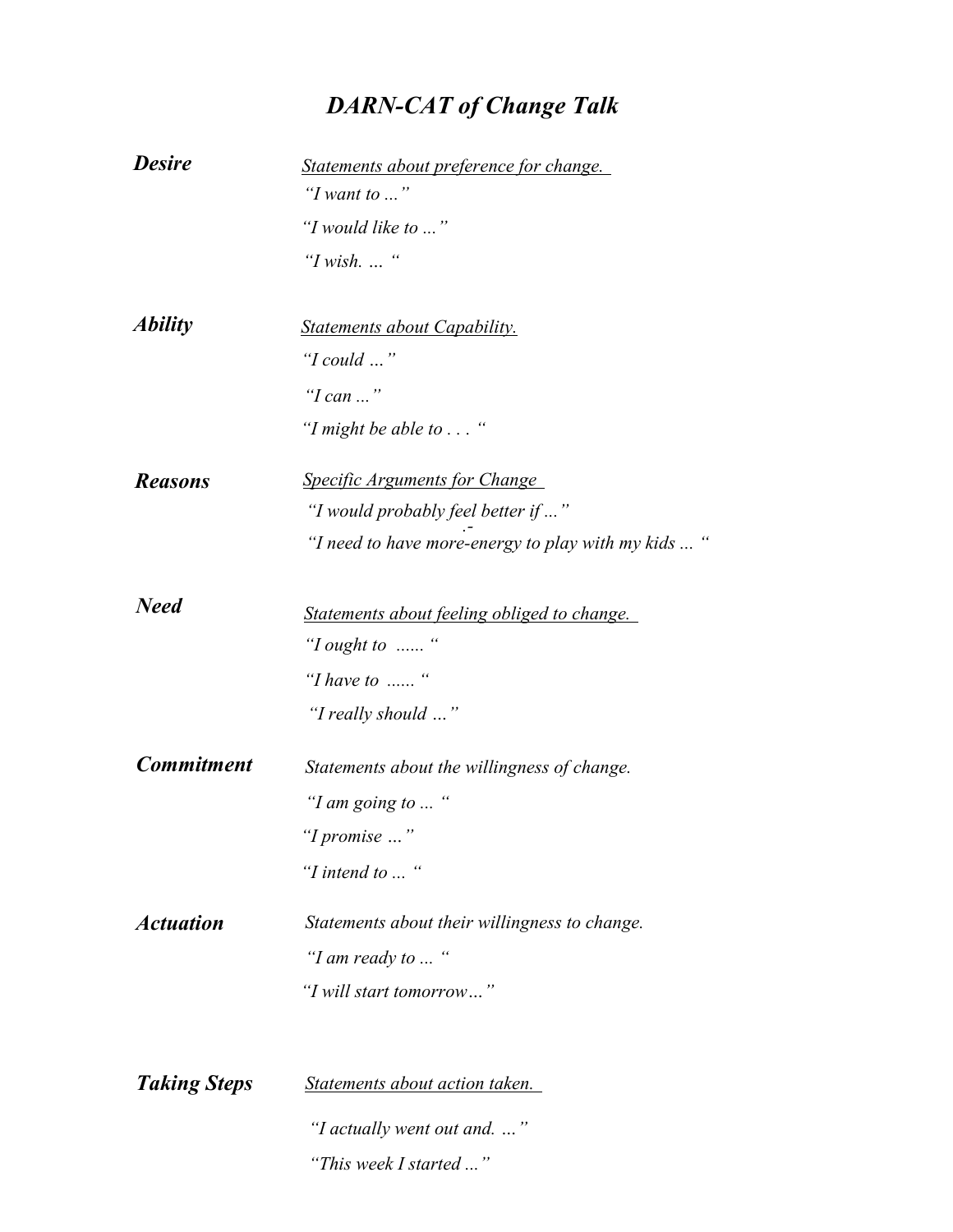# *DARN-CAT of Change Talk*

***Desire***

*Statements about preference for change.*

*"I want to ..."*

*"I would like to ..."*

*"I wish. ... "*

***Ability***

*Statements about Capability.*

*"I could ..."*

*"I can ..."*

*"I might be able to . . . "*

***Reasons***

*Specific Arguments for Change*

*"I would probably feel better if ..."*

*"I need to have more-energy to play with my kids ... "*

***Need***

*Statements about feeling obliged to change.*

*"I ought to ...... "*

*"I have to ...... "*

*"I really should ..."*

***Commitment***

*Statements about the willingness of change.*

*"I am going to ... "*

*"I promise ..."*

*"I intend to ... "*

***Actuation***

*Statements about their willingness to change.*

*"I am ready to ... "*

*"I will start tomorrow..."*

***Taking Steps***

*Statements about action taken.*

*"I actually went out and. ..."*

*"This week I started ..."*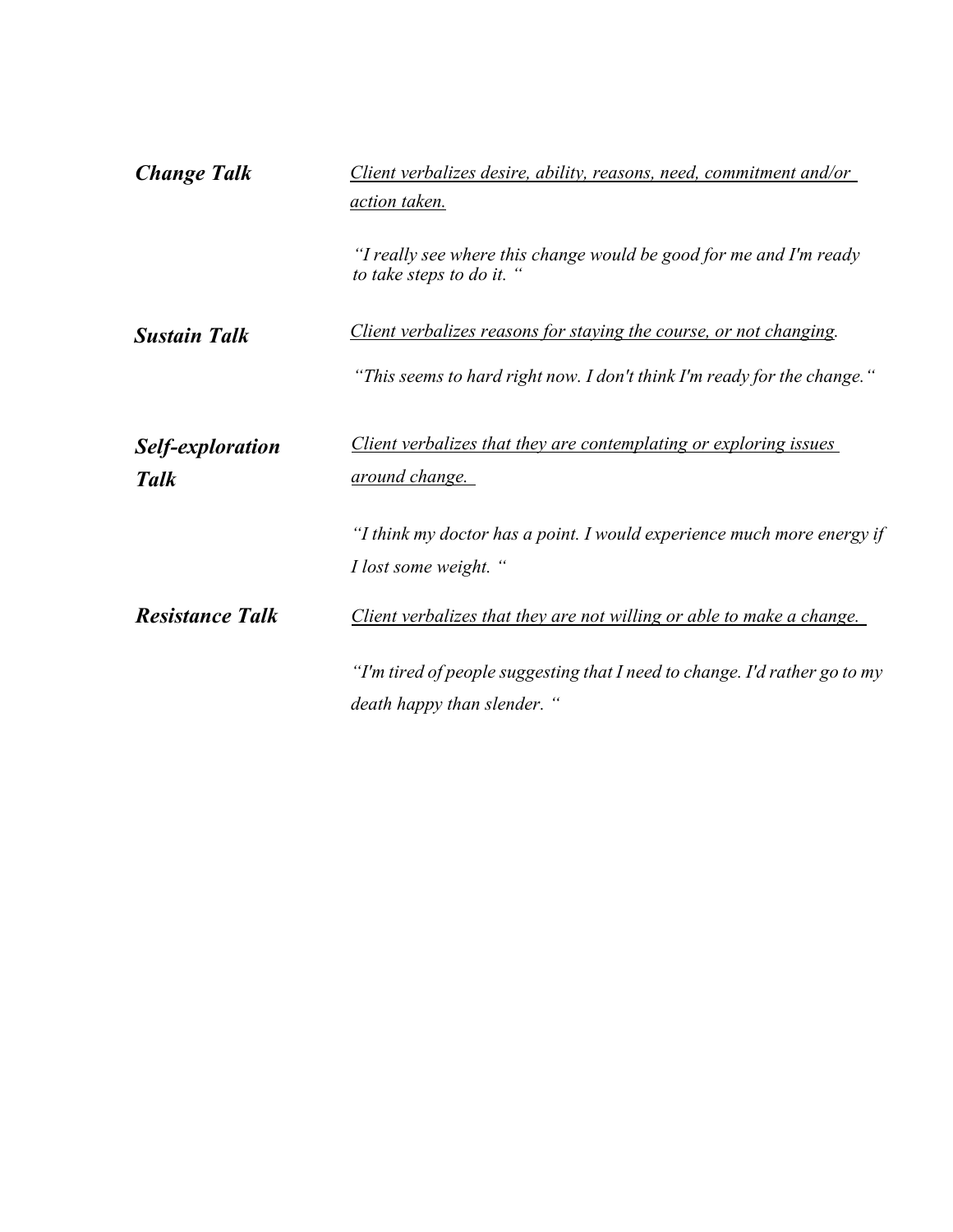| | |
|---|---|
| ***Change Talk*** | *Client verbalizes desire, ability, reasons, need, commitment and/or action taken.*<br><br>*"I really see where this change would be good for me and I'm ready to take steps to do it. "* |
| ***Sustain Talk*** | *Client verbalizes reasons for staying the course, or not changing.*<br><br>*"This seems to hard right now. I don't think I'm ready for the change."* |
| ***Self-exploration Talk*** | *Client verbalizes that they are contemplating or exploring issues around change.*<br><br>*"I think my doctor has a point. I would experience much more energy if I lost some weight. "* |
| ***Resistance Talk*** | *Client verbalizes that they are not willing or able to make a change.*<br><br>*"I'm tired of people suggesting that I need to change. I'd rather go to my death happy than slender. "* |